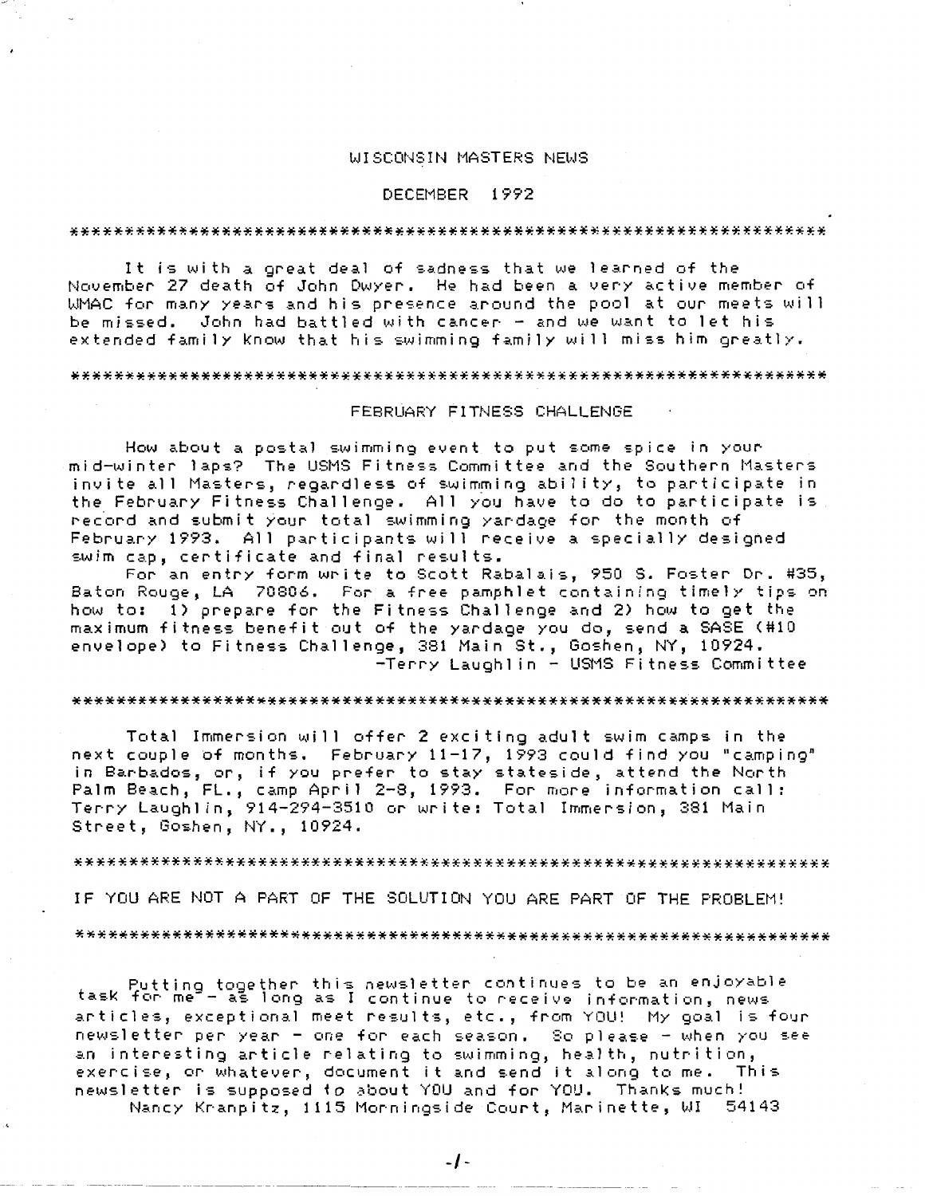# WISCONSIN MASTERS NEWS

## DECEMBER 1992

***********************************************************************

It is with a great deal of sadness that we learned of the November 27 death of John Dwyer. He had been a very active member of WMAC for many years and his presence around the pool at our meets will be missed. John had battled with cancer - and we want to let his extended family know that his swimming family will miss him greatly.

***********************************************************************

## FEBRUARY FITNESS CHALLENGE

How about a postal swimming event to put some spice in your mid-winter laps? The USMS Fitness Committee and the Southern Masters invite all Masters, regardless of swimming ability, to participate in the February Fitness Challenge. All you have to do to participate is record and submit your total swimming yardage for the month of February 1993. All participants will receive a specially designed swim cap, certificate and final results.

For an entry form write to Scott Rabalais, 950 S. Foster Dr. #35, Baton Rouge, LA 70806. For a free pamphlet containing timely tips on how to: 1) prepare for the Fitness Challenge and 2) how to get the maximum fitness benefit out of the yardage you do, send a SASE (#10 envelope) to Fitness Challenge, 381 Main St., Goshen, NY, 10924.

-Terry Laughlin - USMS Fitness Committee

***********************************************************************

Total Immersion will offer 2 exciting adult swim camps in the next couple of months. February 11-17, 1993 could find you "camping" in Barbados, or, if you prefer to stay stateside, attend the North Palm Beach, FL., camp April 2-8, 1993. For more information call: Terry Laughlin, 914-294-3510 or write: Total Immersion, 381 Main Street, Goshen, NY., 10924.

***********************************************************************

IF YOU ARE NOT A PART OF THE SOLUTION YOU ARE PART OF THE PROBLEM!

***********************************************************************

Putting together this newsletter continues to be an enjoyable task for me - as long as I continue to receive information, news articles, exceptional meet results, etc., from YOU! My goal is four newsletter per year - one for each season. So please - when you see an interesting article relating to swimming, health, nutrition, exercise, or whatever, document it and send it along to me. This newsletter is supposed to about YOU and for YOU. Thanks much!

Nancy Kranpitz, 1115 Morningside Court, Marinette, WI 54143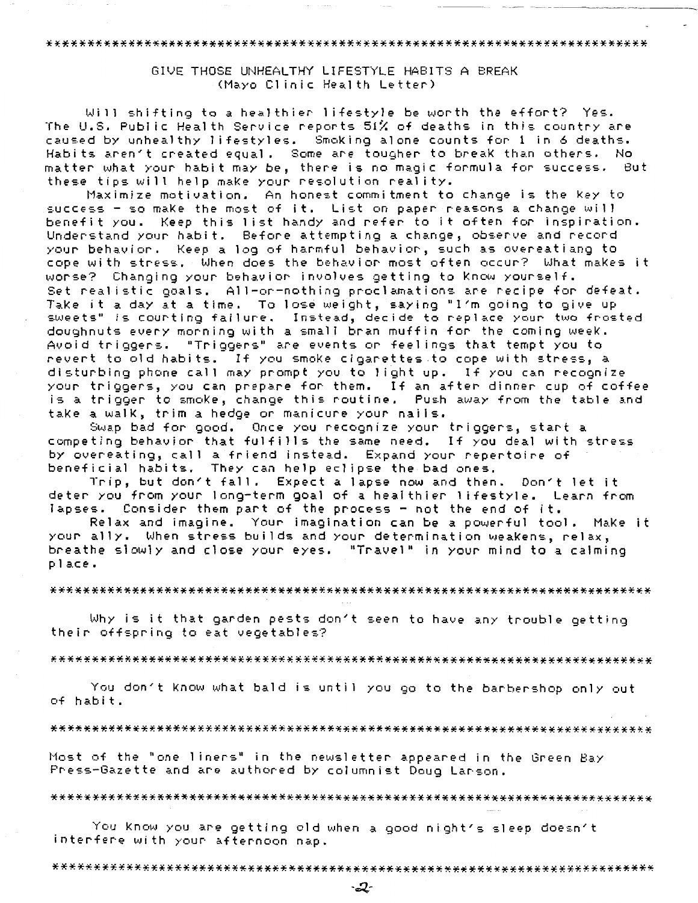\*\*\*\*\*\*\*\*\*\*\*\*\*\*\*\*\*\*\*\*\*\*\*\*\*\*\*\*\*\*\*\*\*\*\*\*\*\*\*\*\*\*\*\*\*\*\*\*\*\*\*\*\*\*\*\*\*\*\*\*\*\*\*\*\*\*\*\*

## GIVE THOSE UNHEALTHY LIFESTYLE HABITS A BREAK
(Mayo Clinic Health Letter)

Will shifting to a healthier lifestyle be worth the effort? Yes. The U.S. Public Health Service reports 51% of deaths in this country are caused by unhealthy lifestyles. Smoking alone counts for 1 in 6 deaths. Habits aren't created equal. Some are tougher to break than others. No matter what your habit may be, there is no magic formula for success. But these tips will help make your resolution reality.

Maximize motivation. An honest commitment to change is the key to success - so make the most of it. List on paper reasons a change will benefit you. Keep this list handy and refer to it often for inspiration. Understand your habit. Before attempting a change, observe and record your behavior. Keep a log of harmful behavior, such as overeatiang to cope with stress. When does the behavior most often occur? What makes it worse? Changing your behavior involves getting to know yourself. Set realistic goals. All-or-nothing proclamations are recipe for defeat. Take it a day at a time. To lose weight, saying "I'm going to give up sweets" is courting failure. Instead, decide to replace your two frosted doughnuts every morning with a small bran muffin for the coming week. Avoid triggers. "Triggers" are events or feelings that tempt you to revert to old habits. If you smoke cigarettes to cope with stress, a disturbing phone call may prompt you to light up. If you can recognize your triggers, you can prepare for them. If an after dinner cup of coffee is a trigger to smoke, change this routine. Push away from the table and take a walk, trim a hedge or manicure your nails.

Swap bad for good. Once you recognize your triggers, start a competing behavior that fulfills the same need. If you deal with stress by overeating, call a friend instead. Expand your repertoire of beneficial habits. They can help eclipse the bad ones.

Trip, but don't fall. Expect a lapse now and then. Don't let it deter you from your long-term goal of a healthier lifestyle. Learn from lapses. Consider them part of the process - not the end of it.

Relax and imagine. Your imagination can be a powerful tool. Make it your ally. When stress builds and your determination weakens, relax, breathe slowly and close your eyes. "Travel" in your mind to a calming place.

\*\*\*\*\*\*\*\*\*\*\*\*\*\*\*\*\*\*\*\*\*\*\*\*\*\*\*\*\*\*\*\*\*\*\*\*\*\*\*\*\*\*\*\*\*\*\*\*\*\*\*\*\*\*\*\*\*\*\*\*\*\*\*\*\*\*\*\*

Why is it that garden pests don't seen to have any trouble getting their offspring to eat vegetables?

\*\*\*\*\*\*\*\*\*\*\*\*\*\*\*\*\*\*\*\*\*\*\*\*\*\*\*\*\*\*\*\*\*\*\*\*\*\*\*\*\*\*\*\*\*\*\*\*\*\*\*\*\*\*\*\*\*\*\*\*\*\*\*\*\*\*\*\*

You don't know what bald is until you go to the barbershop only out of habit.

\*\*\*\*\*\*\*\*\*\*\*\*\*\*\*\*\*\*\*\*\*\*\*\*\*\*\*\*\*\*\*\*\*\*\*\*\*\*\*\*\*\*\*\*\*\*\*\*\*\*\*\*\*\*\*\*\*\*\*\*\*\*\*\*\*\*\*\*

Most of the "one liners" in the newsletter appeared in the Green Bay Press-Gazette and are authored by columnist Doug Larson.

\*\*\*\*\*\*\*\*\*\*\*\*\*\*\*\*\*\*\*\*\*\*\*\*\*\*\*\*\*\*\*\*\*\*\*\*\*\*\*\*\*\*\*\*\*\*\*\*\*\*\*\*\*\*\*\*\*\*\*\*\*\*\*\*\*\*\*\*

You know you are getting old when a good night's sleep doesn't interfere with your afternoon nap.

\*\*\*\*\*\*\*\*\*\*\*\*\*\*\*\*\*\*\*\*\*\*\*\*\*\*\*\*\*\*\*\*\*\*\*\*\*\*\*\*\*\*\*\*\*\*\*\*\*\*\*\*\*\*\*\*\*\*\*\*\*\*\*\*\*\*\*\*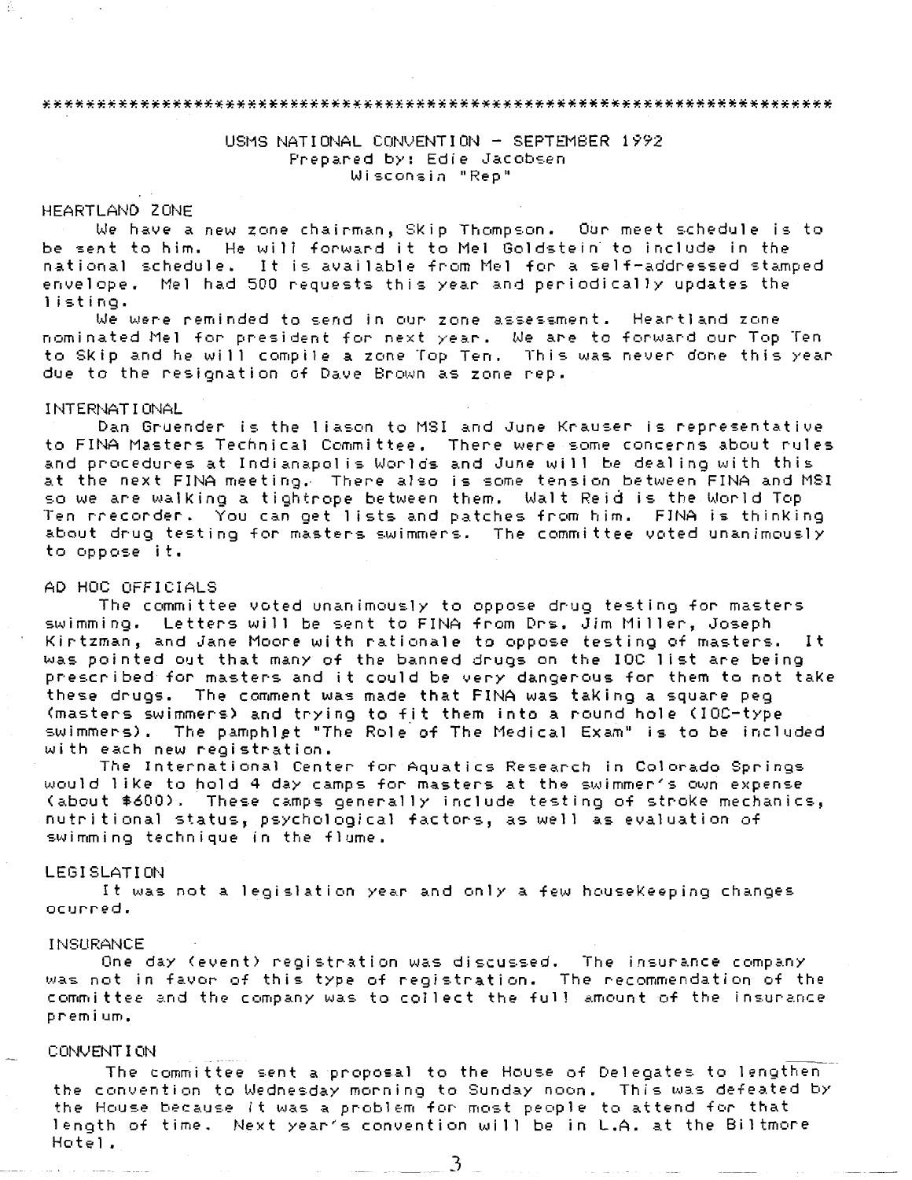\*\*\*\*\*\*\*\*\*\*\*\*\*\*\*\*\*\*\*\*\*\*\*\*\*\*\*\*\*\*\*\*\*\*\*\*\*\*\*\*\*\*\*\*\*\*\*\*\*\*\*\*\*\*\*\*\*\*\*\*\*\*\*\*\*\*\*\*\*\*\*\*

USMS NATIONAL CONVENTION - SEPTEMBER 1992
Prepared by: Edie Jacobsen
Wisconsin "Rep"

HEARTLAND ZONE

We have a new zone chairman, Skip Thompson. Our meet schedule is to be sent to him. He will forward it to Mel Goldstein to include in the national schedule. It is available from Mel for a self-addressed stamped envelope. Mel had 500 requests this year and periodically updates the listing.

We were reminded to send in our zone assessment. Heartland zone nominated Mel for president for next year. We are to forward our Top Ten to Skip and he will compile a zone Top Ten. This was never done this year due to the resignation of Dave Brown as zone rep.

INTERNATIONAL

Dan Gruender is the liason to MSI and June Krauser is representative to FINA Masters Technical Committee. There were some concerns about rules and procedures at Indianapolis Worlds and June will be dealing with this at the next FINA meeting. There also is some tension between FINA and MSI so we are walking a tightrope between them. Walt Reid is the World Top Ten rrecorder. You can get lists and patches from him. FINA is thinking about drug testing for masters swimmers. The committee voted unanimously to oppose it.

AD HOC OFFICIALS

The committee voted unanimously to oppose drug testing for masters swimming. Letters will be sent to FINA from Drs. Jim Miller, Joseph Kirtzman, and Jane Moore with rationale to oppose testing of masters. It was pointed out that many of the banned drugs on the IOC list are being prescribed for masters and it could be very dangerous for them to not take these drugs. The comment was made that FINA was taking a square peg (masters swimmers) and trying to fit them into a round hole (IOC-type swimmers). The pamphlet "The Role of The Medical Exam" is to be included with each new registration.

The International Center for Aquatics Research in Colorado Springs would like to hold 4 day camps for masters at the swimmer's own expense (about $600). These camps generally include testing of stroke mechanics, nutritional status, psychological factors, as well as evaluation of swimming technique in the flume.

LEGISLATION

It was not a legislation year and only a few housekeeping changes ocurred.

INSURANCE

One day (event) registration was discussed. The insurance company was not in favor of this type of registration. The recommendation of the committee and the company was to collect the full amount of the insurance premium.

CONVENTION

The committee sent a proposal to the House of Delegates to lengthen the convention to Wednesday morning to Sunday noon. This was defeated by the House because it was a problem for most people to attend for that length of time. Next year's convention will be in L.A. at the Biltmore Hotel.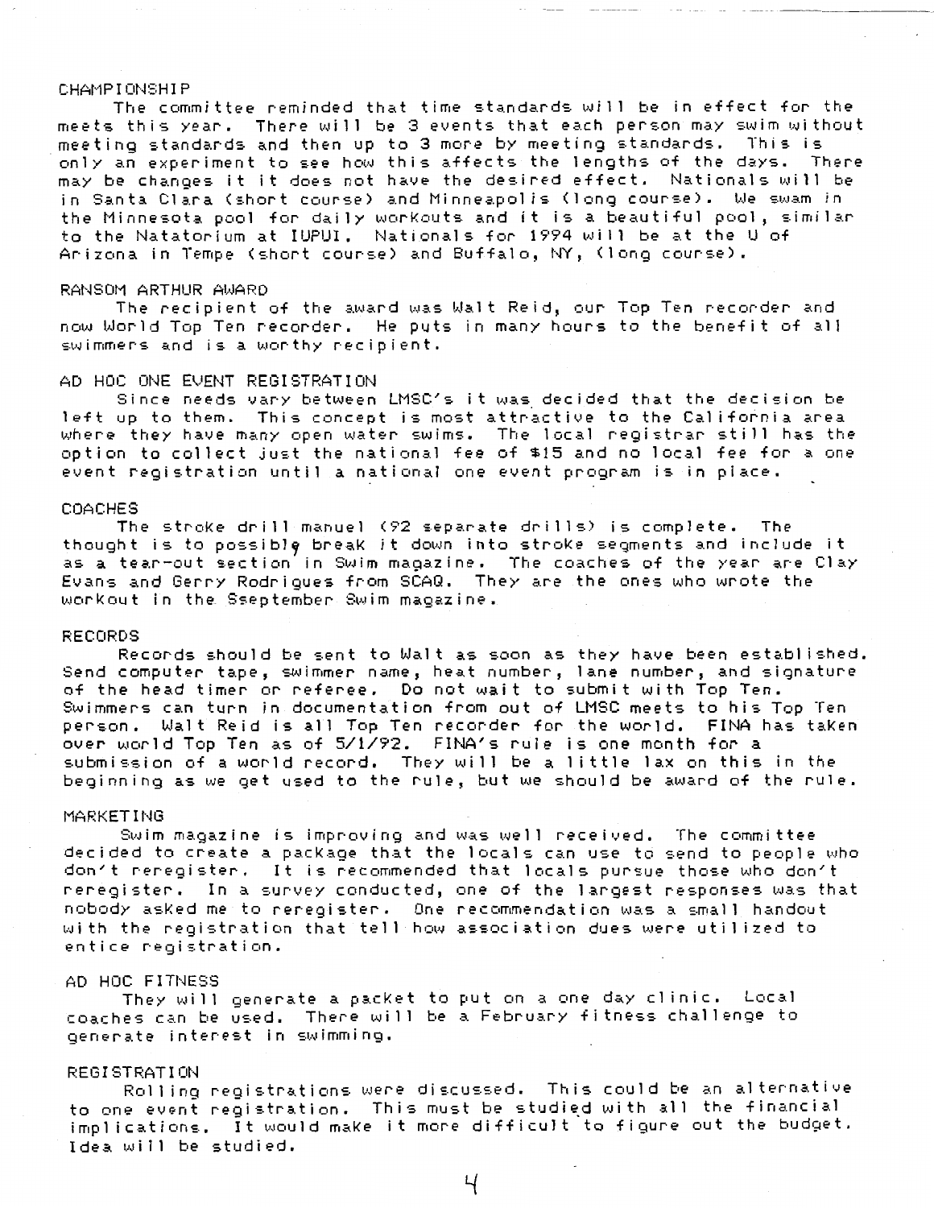## CHAMPIONSHIP

The committee reminded that time standards will be in effect for the meets this year. There will be 3 events that each person may swim without meeting standards and then up to 3 more by meeting standards. This is only an experiment to see how this affects the lengths of the days. There may be changes it it does not have the desired effect. Nationals will be in Santa Clara (short course) and Minneapolis (long course). We swam in the Minnesota pool for daily workouts and it is a beautiful pool, similar to the Natatorium at IUPUI. Nationals for 1994 will be at the U of Arizona in Tempe (short course) and Buffalo, NY, (long course).

## RANSOM ARTHUR AWARD

The recipient of the award was Walt Reid, our Top Ten recorder and now World Top Ten recorder. He puts in many hours to the benefit of all swimmers and is a worthy recipient.

## AD HOC ONE EVENT REGISTRATION

Since needs vary between LMSC's it was decided that the decision be left up to them. This concept is most attractive to the California area where they have many open water swims. The local registrar still has the option to collect just the national fee of $15 and no local fee for a one event registration until a national one event program is in place.

## COACHES

The stroke drill manuel (92 separate drills) is complete. The thought is to possibly break it down into stroke segments and include it as a tear-out section in Swim magazine. The coaches of the year are Clay Evans and Gerry Rodrigues from SCAQ. They are the ones who wrote the workout in the Sseptember Swim magazine.

## RECORDS

Records should be sent to Walt as soon as they have been established. Send computer tape, swimmer name, heat number, lane number, and signature of the head timer or referee. Do not wait to submit with Top Ten. Swimmers can turn in documentation from out of LMSC meets to his Top Ten person. Walt Reid is all Top Ten recorder for the world. FINA has taken over world Top Ten as of 5/1/92. FINA's rule is one month for a submission of a world record. They will be a little lax on this in the beginning as we get used to the rule, but we should be award of the rule.

## MARKETING

Swim magazine is improving and was well received. The committee decided to create a package that the locals can use to send to people who don't reregister. It is recommended that locals pursue those who don't reregister. In a survey conducted, one of the largest responses was that nobody asked me to reregister. One recommendation was a small handout with the registration that tell how association dues were utilized to entice registration.

## AD HOC FITNESS

They will generate a packet to put on a one day clinic. Local coaches can be used. There will be a February fitness challenge to generate interest in swimming.

## REGISTRATION

Rolling registrations were discussed. This could be an alternative to one event registration. This must be studied with all the financial implications. It would make it more difficult to figure out the budget. Idea will be studied.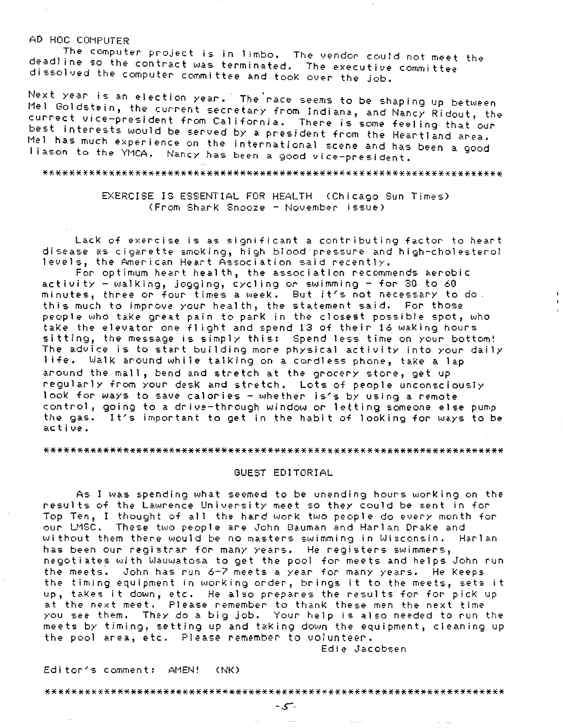AD HOC COMPUTER

The computer project is in limbo. The vendor could not meet the deadline so the contract was terminated. The executive committee dissolved the computer committee and took over the job.

Next year is an election year. The race seems to be shaping up between Mel Goldstein, the current secretary from Indiana, and Nancy Ridout, the currect vice-president from California. There is some feeling that our best interests would be served by a president from the Heartland area. Mel has much experience on the international scene and has been a good liason to the YMCA. Nancy has been a good vice-president.

*************************************************************

EXERCISE IS ESSENTIAL FOR HEALTH (Chicago Sun Times)
(From Shark Snooze - November issue)

Lack of exercise is as significant a contributing factor to heart disease as cigarette smoking, high blood pressure and high-cholesterol levels, the American Heart Association said recently.

For optimum heart health, the association recommends aerobic activity - walking, jogging, cycling or swimming - for 30 to 60 minutes, three or four times a week. But it's not necessary to do this much to improve your health, the statement said. For those people who take great pain to park in the closest possible spot, who take the elevator one flight and spend 13 of their 16 waking hours sitting, the message is simply this: Spend less time on your bottom! The advice is to start building more physical activity into your daily life. Walk around while talking on a cordless phone, take a lap around the mall, bend and stretch at the grocery store, get up regularly from your desk and stretch. Lots of people unconsciously look for ways to save calories - whether is's by using a remote control, going to a drive-through window or letting someone else pump the gas. It's important to get in the habit of looking for ways to be active.

*************************************************************

GUEST EDITORIAL

As I was spending what seemed to be unending hours working on the results of the Lawrence University meet so they could be sent in for Top Ten, I thought of all the hard work two people do every month for our LMSC. These two people are John Bauman and Harlan Drake and without them there would be no masters swimming in Wisconsin. Harlan has been our registrar for many years. He registers swimmers, negotiates with Wauwatosa to get the pool for meets and helps John run the meets. John has run 6-7 meets a year for many years. He keeps the timing equipment in working order, brings it to the meets, sets it up, takes it down, etc. He also prepares the results for for pick up at the next meet. Please remember to thank these men the next time you see them. They do a big job. Your help is also needed to run the meets by timing, setting up and taking down the equipment, cleaning up the pool area, etc. Please remember to volunteer.

Edie Jacobsen

Editor's comment: AMEN! (NK)

*************************************************************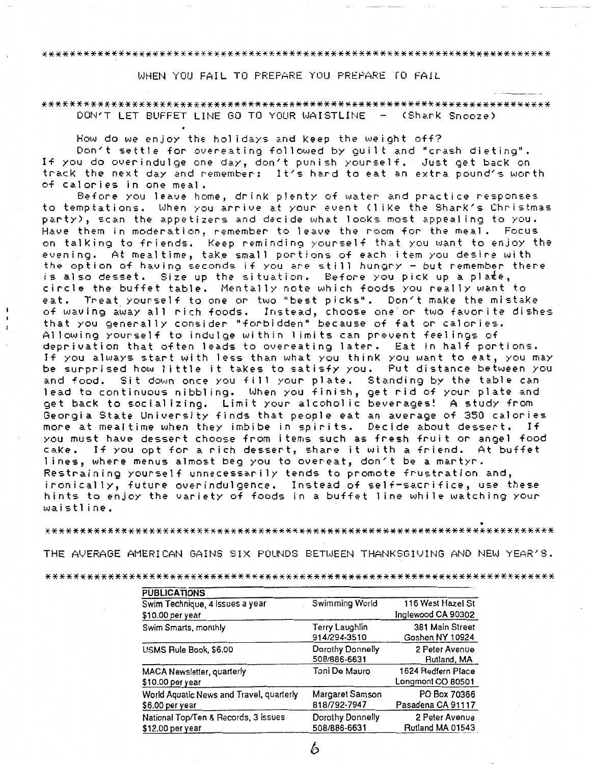\*\*\*\*\*\*\*\*\*\*\*\*\*\*\*\*\*\*\*\*\*\*\*\*\*\*\*\*\*\*\*\*\*\*\*\*\*\*\*\*\*\*\*\*\*\*\*\*\*\*\*\*\*\*\*\*\*\*\*\*\*\*\*\*\*\*\*\*\*\*

WHEN YOU FAIL TO PREPARE YOU PREPARE TO FAIL

\*\*\*\*\*\*\*\*\*\*\*\*\*\*\*\*\*\*\*\*\*\*\*\*\*\*\*\*\*\*\*\*\*\*\*\*\*\*\*\*\*\*\*\*\*\*\*\*\*\*\*\*\*\*\*\*\*\*\*\*\*\*\*\*\*\*\*\*\*\*

## DON'T LET BUFFET LINE GO TO YOUR WAISTLINE - (Shark Snooze)

How do we enjoy the holidays and keep the weight off?

Don't settle for overeating followed by guilt and "crash dieting". If you do overindulge one day, don't punish yourself. Just get back on track the next day and remember: It's hard to eat an extra pound's worth of calories in one meal.

Before you leave home, drink plenty of water and practice responses to temptations. When you arrive at your event (like the Shark's Christmas party), scan the appetizers and decide what looks most appealing to you. Have them in moderation, remember to leave the room for the meal. Focus on talking to friends. Keep reminding yourself that you want to enjoy the evening. At mealtime, take small portions of each item you desire with the option of having seconds if you are still hungry - but remember there is also desset. Size up the situation. Before you pick up a plate, circle the buffet table. Mentally note which foods you really want to eat. Treat yourself to one or two "best picks". Don't make the mistake of waving away all rich foods. Instead, choose one or two favorite dishes that you generally consider "forbidden" because of fat or calories. Allowing yourself to indulge within limits can prevent feelings of deprivation that often leads to overeating later. Eat in half portions. If you always start with less than what you think you want to eat, you may be surprised how little it takes to satisfy you. Put distance between you and food. Sit down once you fill your plate. Standing by the table can lead to continuous nibbling. When you finish, get rid of your plate and get back to socializing. Limit your alcoholic beverages! A study from Georgia State University finds that people eat an average of 350 calories more at mealtime when they imbibe in spirits. Decide about dessert. If you must have dessert choose from items such as fresh fruit or angel food cake. If you opt for a rich dessert, share it with a friend. At buffet lines, where menus almost beg you to overeat, don't be a martyr. Restraining yourself unnecessarily tends to promote frustration and, ironically, future overindulgence. Instead of self-sacrifice, use these hints to enjoy the variety of foods in a buffet line while watching your waistline.

\*\*\*\*\*\*\*\*\*\*\*\*\*\*\*\*\*\*\*\*\*\*\*\*\*\*\*\*\*\*\*\*\*\*\*\*\*\*\*\*\*\*\*\*\*\*\*\*\*\*\*\*\*\*\*\*\*\*\*\*\*\*\*\*\*\*\*\*\*\*

THE AVERAGE AMERICAN GAINS SIX POUNDS BETWEEN THANKSGIVING AND NEW YEAR'S.

\*\*\*\*\*\*\*\*\*\*\*\*\*\*\*\*\*\*\*\*\*\*\*\*\*\*\*\*\*\*\*\*\*\*\*\*\*\*\*\*\*\*\*\*\*\*\*\*\*\*\*\*\*\*\*\*\*\*\*\*\*\*\*\*\*\*\*\*\*\*

| PUBLICATIONS | | |
|---|---|---|
| Swim Technique, 4 issues a year<br>$10.00 per year | Swimming World | 116 West Hazel St<br>Inglewood CA 90302 |
| Swim Smarts, monthly | Terry Laughlin<br>914/294-3510 | 381 Main Street<br>Goshen NY 10924 |
| USMS Rule Book, $6.00 | Dorothy Donnelly<br>508/886-6631 | 2 Peter Avenue<br>Rutland, MA |
| MACA Newsletter, quarterly<br>$10.00 per year | Toni De Mauro | 1624 Redfern Place<br>Longmont CO 80501 |
| World Aquatic News and Travel, quarterly<br>$6.00 per year | Margaret Samson<br>818/792-7947 | PO Box 70366<br>Pasadena CA 91117 |
| National Top/Ten & Records, 3 issues<br>$12.00 per year | Dorothy Donnelly<br>508/886-6631 | 2 Peter Avenue<br>Rutland MA 01543 |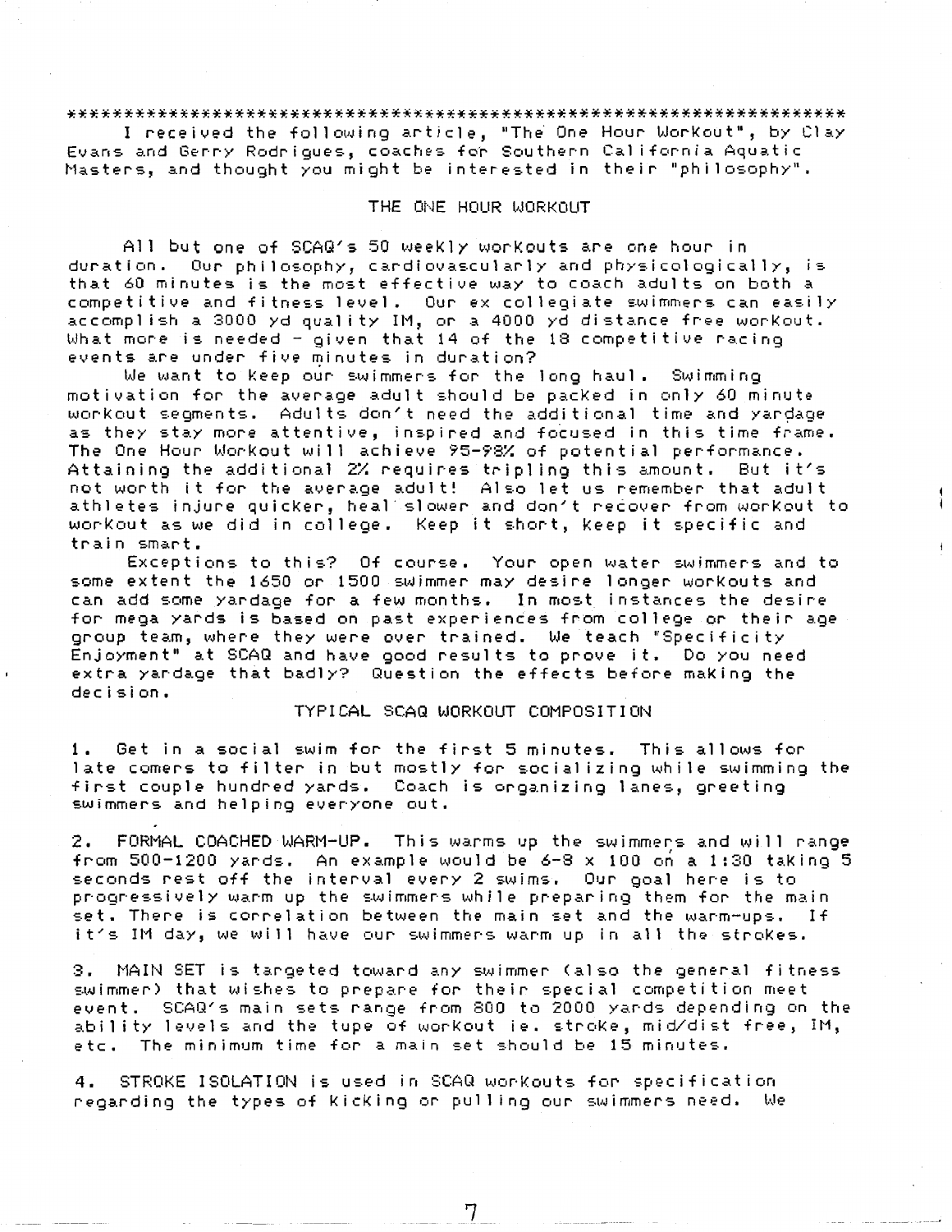*******************************************************************

I received the following article, "The One Hour Workout", by Clay Evans and Gerry Rodrigues, coaches for Southern California Aquatic Masters, and thought you might be interested in their "philosophy".

## THE ONE HOUR WORKOUT

All but one of SCAQ's 50 weekly workouts are one hour in duration. Our philosophy, cardiovascularly and physicologically, is that 60 minutes is the most effective way to coach adults on both a competitive and fitness level. Our ex collegiate swimmers can easily accomplish a 3000 yd quality IM, or a 4000 yd distance free workout. What more is needed - given that 14 of the 18 competitive racing events are under five minutes in duration?

We want to keep our swimmers for the long haul. Swimming motivation for the average adult should be packed in only 60 minute workout segments. Adults don't need the additional time and yardage as they stay more attentive, inspired and focused in this time frame. The One Hour Workout will achieve 95-98% of potential performance. Attaining the additional 2% requires tripling this amount. But it's not worth it for the average adult! Also let us remember that adult athletes injure quicker, heal slower and don't recover from workout to workout as we did in college. Keep it short, keep it specific and train smart.

Exceptions to this? Of course. Your open water swimmers and to some extent the 1650 or 1500 swimmer may desire longer workouts and can add some yardage for a few months. In most instances the desire for mega yards is based on past experiences from college or their age group team, where they were over trained. We teach "Specificity Enjoyment" at SCAQ and have good results to prove it. Do you need extra yardage that badly? Question the effects before making the decision.

### TYPICAL SCAQ WORKOUT COMPOSITION

1. Get in a social swim for the first 5 minutes. This allows for late comers to filter in but mostly for socializing while swimming the first couple hundred yards. Coach is organizing lanes, greeting swimmers and helping everyone out.

2. FORMAL COACHED WARM-UP. This warms up the swimmers and will range from 500-1200 yards. An example would be 6-8 x 100 on a 1:30 taking 5 seconds rest off the interval every 2 swims. Our goal here is to progressively warm up the swimmers while preparing them for the main set. There is correlation between the main set and the warm-ups. If it's IM day, we will have our swimmers warm up in all the strokes.

3. MAIN SET is targeted toward any swimmer (also the general fitness swimmer) that wishes to prepare for their special competition meet event. SCAQ's main sets range from 800 to 2000 yards depending on the ability levels and the tupe of workout ie. stroke, mid/dist free, IM, etc. The minimum time for a main set should be 15 minutes.

4. STROKE ISOLATION is used in SCAQ workouts for specification regarding the types of kicking or pulling our swimmers need. We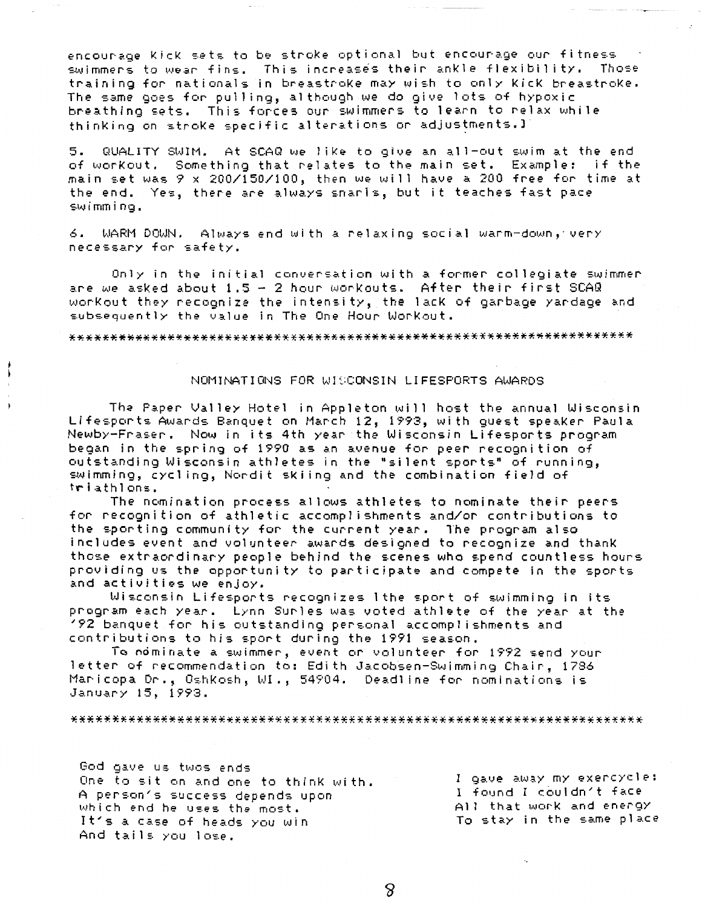encourage kick sets to be stroke optional but encourage our fitness swimmers to wear fins. This increases their ankle flexibility. Those training for nationals in breastroke may wish to only kick breastroke. The same goes for pulling, although we do give lots of hypoxic breathing sets. This forces our swimmers to learn to relax while thinking on stroke specific alterations or adjustments.]

5. QUALITY SWIM. At SCAQ we like to give an all-out swim at the end of workout. Something that relates to the main set. Example: if the main set was 9 x 200/150/100, then we will have a 200 free for time at the end. Yes, there are always snarls, but it teaches fast pace swimming.

6. WARM DOWN. Always end with a relaxing social warm-down, very necessary for safety.

Only in the initial conversation with a former collegiate swimmer are we asked about 1.5 - 2 hour workouts. After their first SCAQ workout they recognize the intensity, the lack of garbage yardage and subsequently the value in The One Hour Workout.

*****************************************************************

## NOMINATIONS FOR WISCONSIN LIFESPORTS AWARDS

The Paper Valley Hotel in Appleton will host the annual Wisconsin Lifesports Awards Banquet on March 12, 1993, with guest speaker Paula Newby-Fraser. Now in its 4th year the Wisconsin Lifesports program began in the spring of 1990 as an avenue for peer recognition of outstanding Wisconsin athletes in the "silent sports" of running, swimming, cycling, Nordit skiing and the combination field of triathlons.

The nomination process allows athletes to nominate their peers for recognition of athletic accomplishments and/or contributions to the sporting community for the current year. The program also includes event and volunteer awards designed to recognize and thank those extraordinary people behind the scenes who spend countless hours providing us the opportunity to participate and compete in the sports and activities we enjoy.

Wisconsin Lifesports recognizes lthe sport of swimming in its program each year. Lynn Surles was voted athlete of the year at the '92 banquet for his outstanding personal accomplishments and contributions to his sport during the 1991 season.

To nominate a swimmer, event or volunteer for 1992 send your letter of recommendation to: Edith Jacobsen-Swimming Chair, 1786 Maricopa Dr., OshKosh, WI., 54904. Deadline for nominations is January 15, 1993.

*****************************************************************

God gave us twos ends
One to sit on and one to think with.
A person's success depends upon
which end he uses the most.
It's a case of heads you win
And tails you lose.

I gave away my exercycle:
I found I couldn't face
All that work and energy
To stay in the same place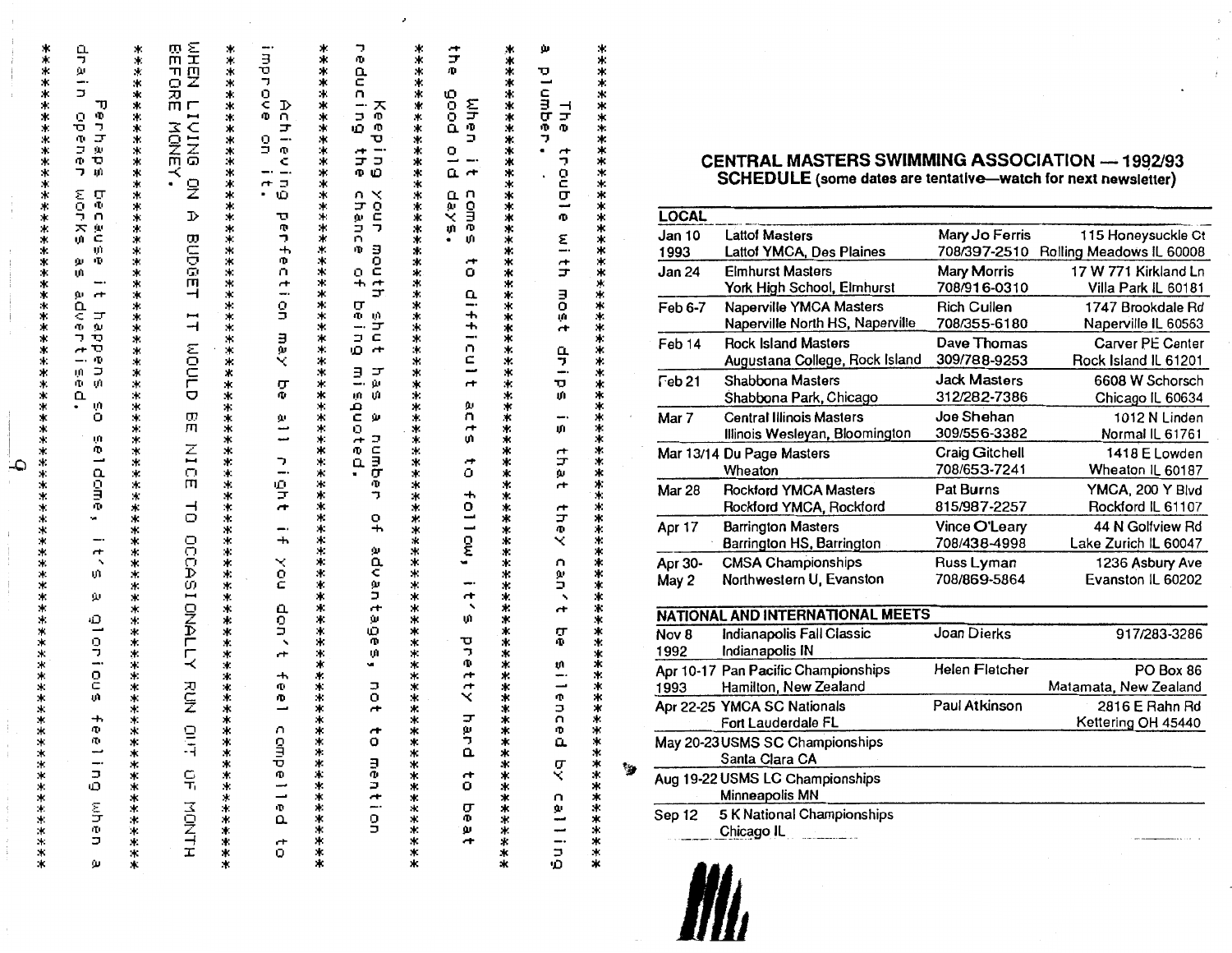The trouble with most drips is that they can't be silenced by calling a plumber.

*****************************************

When it comes to difficult acts to follow, it's pretty hard to beat the good old days.

*****************************************

Keeping your mouth shut has a number of advantages, not to mention reducing the chance of being misquoted.

*****************************************

Achieving perfection may be all right if you don't feel compelled to improve on it.

*****************************************

WHEN LIVING ON A BUDGET IT WOULD BE NICE TO OCCASIONALLY RUN OUT OF MONTH BEFORE MONEY.

*****************************************

Perhaps because it happens so seldome, it's a glorious feeling when a drain opener works as advertised.

*****************************************

## CENTRAL MASTERS SWIMMING ASSOCIATION — 1992/93 SCHEDULE (some dates are tentative—watch for next newsletter)

| LOCAL | | | |
|---|---|---|---|
| Jan 10 1993 | Lattof Masters<br>Lattof YMCA, Des Plaines | Mary Jo Ferris<br>708/397-2510 | 115 Honeysuckle Ct<br>Rolling Meadows IL 60008 |
| Jan 24 | Elmhurst Masters<br>York High School, Elmhurst | Mary Morris<br>708/916-0310 | 17 W 771 Kirkland Ln<br>Villa Park IL 60181 |
| Feb 6-7 | Naperville YMCA Masters<br>Naperville North HS, Naperville | Rich Cullen<br>708/355-6180 | 1747 Brookdale Rd<br>Naperville IL 60563 |
| Feb 14 | Rock Island Masters<br>Augustana College, Rock Island | Dave Thomas<br>309/788-9253 | Carver PE Center<br>Rock Island IL 61201 |
| Feb 21 | Shabbona Masters<br>Shabbona Park, Chicago | Jack Masters<br>312/282-7386 | 6608 W Schorsch<br>Chicago IL 60634 |
| Mar 7 | Central Illinois Masters<br>Illinois Wesleyan, Bloomington | Joe Shehan<br>309/556-3382 | 1012 N Linden<br>Normal IL 61761 |
| Mar 13/14 | Du Page Masters<br>Wheaton | Craig Gitchell<br>708/653-7241 | 1418 E Lowden<br>Wheaton IL 60187 |
| Mar 28 | Rockford YMCA Masters<br>Rockford YMCA, Rockford | Pat Burns<br>815/987-2257 | YMCA, 200 Y Blvd<br>Rockford IL 61107 |
| Apr 17 | Barrington Masters<br>Barrington HS, Barrington | Vince O'Leary<br>708/438-4998 | 44 N Golfview Rd<br>Lake Zurich IL 60047 |
| Apr 30-May 2 | CMSA Championships<br>Northwestern U, Evanston | Russ Lyman<br>708/869-5864 | 1236 Asbury Ave<br>Evanston IL 60202 |
| **NATIONAL AND INTERNATIONAL MEETS** | | | |
| Nov 8 1992 | Indianapolis Fall Classic<br>Indianapolis IN | Joan Dierks | 917/283-3286 |
| Apr 10-17 1993 | Pan Pacific Championships<br>Hamilton, New Zealand | Helen Fletcher | PO Box 86<br>Matamata, New Zealand |
| Apr 22-25 | YMCA SC Nationals<br>Fort Lauderdale FL | Paul Atkinson | 2816 E Rahn Rd<br>Kettering OH 45440 |
| May 20-23 | USMS SC Championships<br>Santa Clara CA | | |
| Aug 19-22 | USMS LC Championships<br>Minneapolis MN | | |
| Sep 12 | 5 K National Championships<br>Chicago IL | | |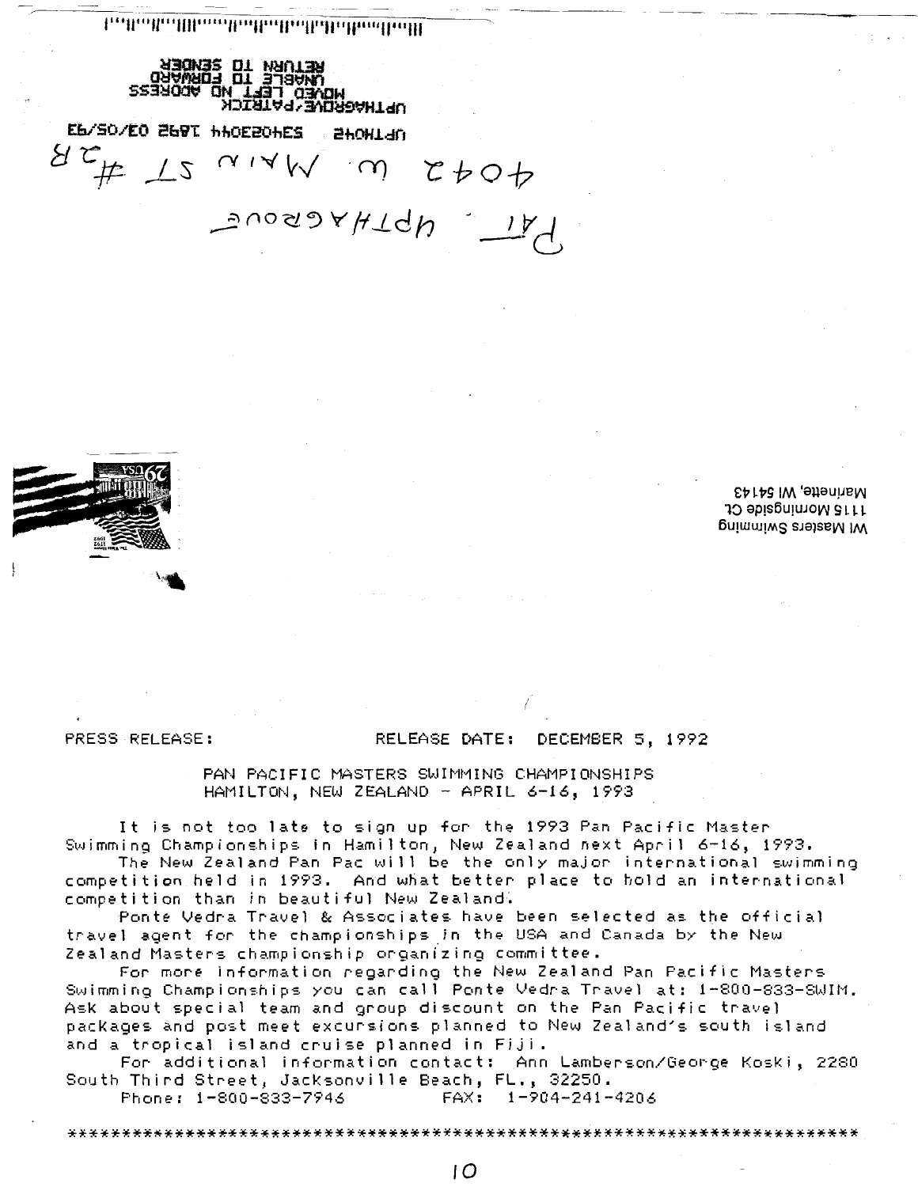UPTH042 534053044 1A92 03/05/93

UPTHAGROVE/PATRICK
MOVED LEFT NO ADDRESS
UNABLE TO FORWARD
RETURN TO SENDER

Pat. Upthagrove
4042 W. Main St #2R

WI Masters Swimming
1115 Morningside Ct.
Marinette, WI 54143

PRESS RELEASE: RELEASE DATE: DECEMBER 5, 1992

PAN PACIFIC MASTERS SWIMMING CHAMPIONSHIPS
HAMILTON, NEW ZEALAND - APRIL 6-16, 1993

It is not too late to sign up for the 1993 Pan Pacific Master Swimming Championships in Hamilton, New Zealand next April 6-16, 1993.

The New Zealand Pan Pac will be the only major international swimming competition held in 1993. And what better place to hold an international competition than in beautiful New Zealand.

Ponte Vedra Travel & Associates have been selected as the official travel agent for the championships in the USA and Canada by the New Zealand Masters championship organizing committee.

For more information regarding the New Zealand Pan Pacific Masters Swimming Championships you can call Ponte Vedra Travel at: 1-800-833-SWIM. Ask about special team and group discount on the Pan Pacific travel packages and post meet excursions planned to New Zealand's south island and a tropical island cruise planned in Fiji.

For additional information contact: Ann Lamberson/George Koski, 2280 South Third Street, Jacksonville Beach, FL., 32250.
Phone: 1-800-833-7946 FAX: 1-904-241-4206

****************************************************************************